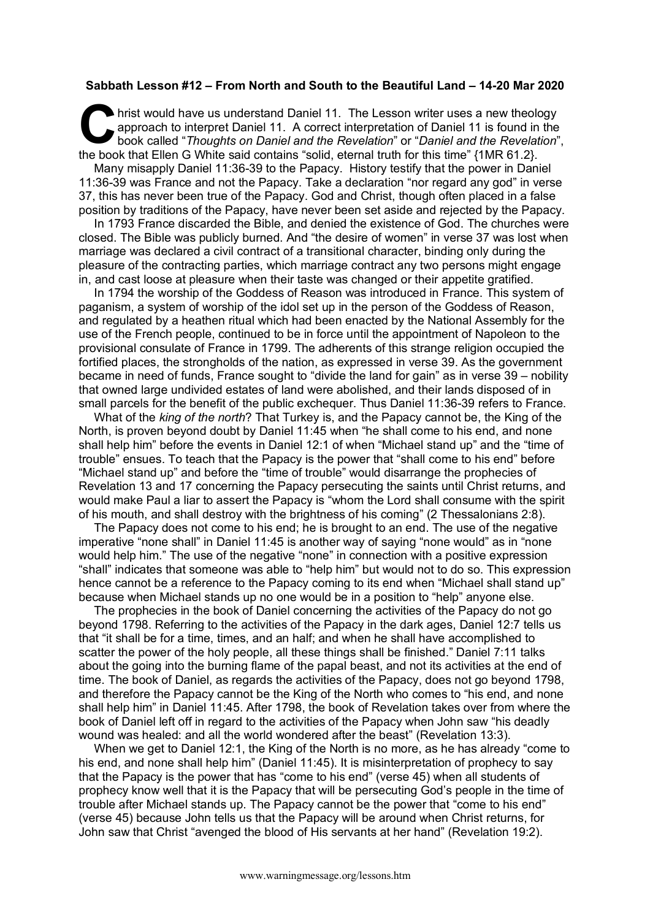**Sabbath Lesson #12 – From North and South to the Beautiful Land – 14-20 Mar 2020**

Christ would have us understand Daniel 11. The Lesson writer uses a new theology approach to interpret Daniel 11. A correct interpretation of Daniel 11 is found in the book called "*Thoughts on Daniel and the Revelation*" or "*Daniel and the Revelation*", the book that Ellen G White said contains "solid, eternal truth for this time" {1MR 61.2}.

Many misapply Daniel 11:36-39 to the Papacy. History testify that the power in Daniel 11:36-39 was France and not the Papacy. Take a declaration "nor regard any god" in verse 37, this has never been true of the Papacy. God and Christ, though often placed in a false position by traditions of the Papacy, have never been set aside and rejected by the Papacy.

In 1793 France discarded the Bible, and denied the existence of God. The churches were closed. The Bible was publicly burned. And "the desire of women" in verse 37 was lost when marriage was declared a civil contract of a transitional character, binding only during the pleasure of the contracting parties, which marriage contract any two persons might engage in, and cast loose at pleasure when their taste was changed or their appetite gratified.

In 1794 the worship of the Goddess of Reason was introduced in France. This system of paganism, a system of worship of the idol set up in the person of the Goddess of Reason, and regulated by a heathen ritual which had been enacted by the National Assembly for the use of the French people, continued to be in force until the appointment of Napoleon to the provisional consulate of France in 1799. The adherents of this strange religion occupied the fortified places, the strongholds of the nation, as expressed in verse 39. As the government became in need of funds, France sought to "divide the land for gain" as in verse 39 – nobility that owned large undivided estates of land were abolished, and their lands disposed of in small parcels for the benefit of the public exchequer. Thus Daniel 11:36-39 refers to France.

What of the *king of the north*? That Turkey is, and the Papacy cannot be, the King of the North, is proven beyond doubt by Daniel 11:45 when "he shall come to his end, and none shall help him" before the events in Daniel 12:1 of when "Michael stand up" and the "time of trouble" ensues. To teach that the Papacy is the power that "shall come to his end" before "Michael stand up" and before the "time of trouble" would disarrange the prophecies of Revelation 13 and 17 concerning the Papacy persecuting the saints until Christ returns, and would make Paul a liar to assert the Papacy is "whom the Lord shall consume with the spirit of his mouth, and shall destroy with the brightness of his coming" (2 Thessalonians 2:8).

The Papacy does not come to his end; he is brought to an end. The use of the negative imperative "none shall" in Daniel 11:45 is another way of saying "none would" as in "none would help him." The use of the negative "none" in connection with a positive expression "shall" indicates that someone was able to "help him" but would not to do so. This expression hence cannot be a reference to the Papacy coming to its end when "Michael shall stand up" because when Michael stands up no one would be in a position to "help" anyone else.

The prophecies in the book of Daniel concerning the activities of the Papacy do not go beyond 1798. Referring to the activities of the Papacy in the dark ages, Daniel 12:7 tells us that "it shall be for a time, times, and an half; and when he shall have accomplished to scatter the power of the holy people, all these things shall be finished." Daniel 7:11 talks about the going into the burning flame of the papal beast, and not its activities at the end of time. The book of Daniel, as regards the activities of the Papacy, does not go beyond 1798, and therefore the Papacy cannot be the King of the North who comes to "his end, and none shall help him" in Daniel 11:45. After 1798, the book of Revelation takes over from where the book of Daniel left off in regard to the activities of the Papacy when John saw "his deadly wound was healed: and all the world wondered after the beast" (Revelation 13:3).

When we get to Daniel 12:1, the King of the North is no more, as he has already "come to his end, and none shall help him" (Daniel 11:45). It is misinterpretation of prophecy to say that the Papacy is the power that has "come to his end" (verse 45) when all students of prophecy know well that it is the Papacy that will be persecuting God's people in the time of trouble after Michael stands up. The Papacy cannot be the power that "come to his end" (verse 45) because John tells us that the Papacy will be around when Christ returns, for John saw that Christ "avenged the blood of His servants at her hand" (Revelation 19:2).

www.warningmessage.org/lessons.htm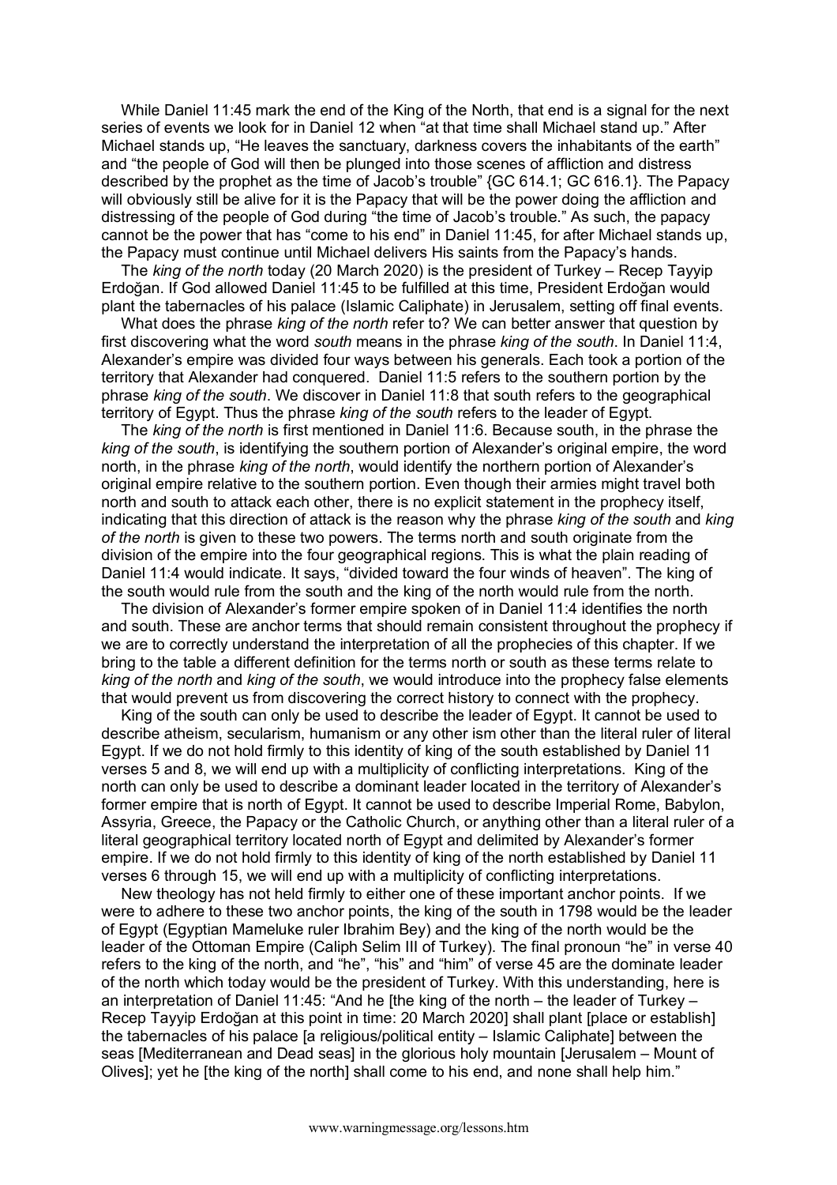While Daniel 11:45 mark the end of the King of the North, that end is a signal for the next series of events we look for in Daniel 12 when "at that time shall Michael stand up." After Michael stands up, "He leaves the sanctuary, darkness covers the inhabitants of the earth" and "the people of God will then be plunged into those scenes of affliction and distress described by the prophet as the time of Jacob's trouble" {GC 614.1; GC 616.1}. The Papacy will obviously still be alive for it is the Papacy that will be the power doing the affliction and distressing of the people of God during "the time of Jacob's trouble." As such, the papacy cannot be the power that has "come to his end" in Daniel 11:45, for after Michael stands up, the Papacy must continue until Michael delivers His saints from the Papacy's hands.

The *king of the north* today (20 March 2020) is the president of Turkey – Recep Tayyip Erdoğan. If God allowed Daniel 11:45 to be fulfilled at this time, President Erdoğan would plant the tabernacles of his palace (Islamic Caliphate) in Jerusalem, setting off final events.

What does the phrase *king of the north* refer to? We can better answer that question by first discovering what the word *south* means in the phrase *king of the south*. In Daniel 11:4, Alexander's empire was divided four ways between his generals. Each took a portion of the territory that Alexander had conquered. Daniel 11:5 refers to the southern portion by the phrase *king of the south*. We discover in Daniel 11:8 that south refers to the geographical territory of Egypt. Thus the phrase *king of the south* refers to the leader of Egypt.

The *king of the north* is first mentioned in Daniel 11:6. Because south, in the phrase the *king of the south*, is identifying the southern portion of Alexander's original empire, the word north, in the phrase *king of the north*, would identify the northern portion of Alexander's original empire relative to the southern portion. Even though their armies might travel both north and south to attack each other, there is no explicit statement in the prophecy itself, indicating that this direction of attack is the reason why the phrase *king of the south* and *king of the north* is given to these two powers. The terms north and south originate from the division of the empire into the four geographical regions. This is what the plain reading of Daniel 11:4 would indicate. It says, "divided toward the four winds of heaven". The king of the south would rule from the south and the king of the north would rule from the north.

The division of Alexander's former empire spoken of in Daniel 11:4 identifies the north and south. These are anchor terms that should remain consistent throughout the prophecy if we are to correctly understand the interpretation of all the prophecies of this chapter. If we bring to the table a different definition for the terms north or south as these terms relate to *king of the north* and *king of the south*, we would introduce into the prophecy false elements that would prevent us from discovering the correct history to connect with the prophecy.

King of the south can only be used to describe the leader of Egypt. It cannot be used to describe atheism, secularism, humanism or any other ism other than the literal ruler of literal Egypt. If we do not hold firmly to this identity of king of the south established by Daniel 11 verses 5 and 8, we will end up with a multiplicity of conflicting interpretations. King of the north can only be used to describe a dominant leader located in the territory of Alexander's former empire that is north of Egypt. It cannot be used to describe Imperial Rome, Babylon, Assyria, Greece, the Papacy or the Catholic Church, or anything other than a literal ruler of a literal geographical territory located north of Egypt and delimited by Alexander's former empire. If we do not hold firmly to this identity of king of the north established by Daniel 11 verses 6 through 15, we will end up with a multiplicity of conflicting interpretations.

New theology has not held firmly to either one of these important anchor points. If we were to adhere to these two anchor points, the king of the south in 1798 would be the leader of Egypt (Egyptian Mameluke ruler Ibrahim Bey) and the king of the north would be the leader of the Ottoman Empire (Caliph Selim III of Turkey). The final pronoun "he" in verse 40 refers to the king of the north, and "he", "his" and "him" of verse 45 are the dominate leader of the north which today would be the president of Turkey. With this understanding, here is an interpretation of Daniel 11:45: "And he [the king of the north – the leader of Turkey – Recep Tayyip Erdoğan at this point in time: 20 March 2020] shall plant [place or establish] the tabernacles of his palace [a religious/political entity – Islamic Caliphate] between the seas [Mediterranean and Dead seas] in the glorious holy mountain [Jerusalem – Mount of Olives]; yet he [the king of the north] shall come to his end, and none shall help him."

www.warningmessage.org/lessons.htm